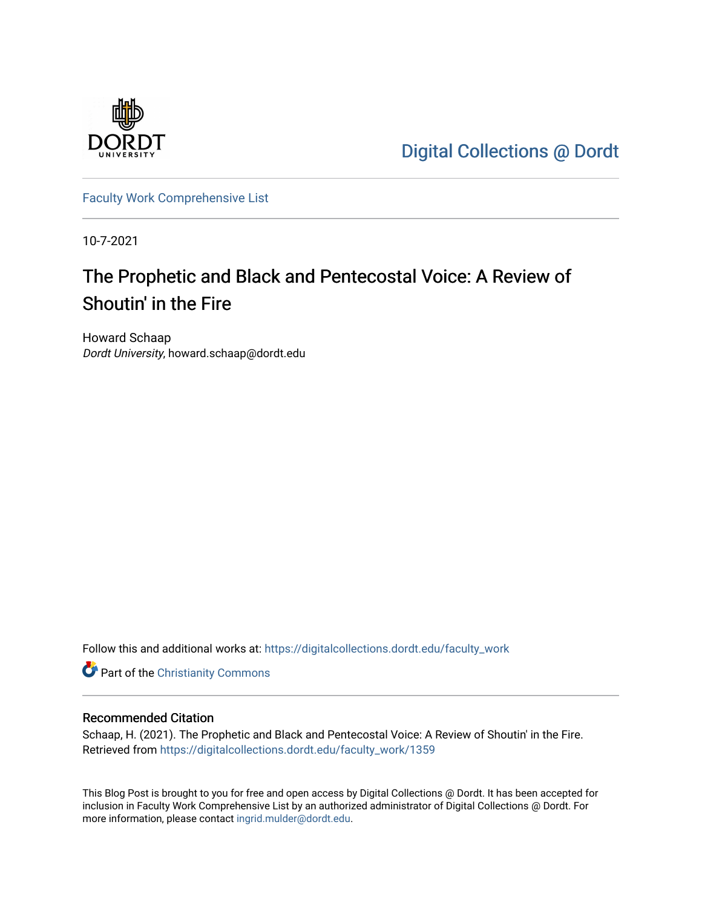Digital Collections @ Dordt

Faculty Work Comprehensive List

10-7-2021

# The Prophetic and Black and Pentecostal Voice: A Review of Shoutin' in the Fire

Howard Schaap
*Dordt University*, howard.schaap@dordt.edu

Follow this and additional works at: https://digitalcollections.dordt.edu/faculty_work

Part of the Christianity Commons

## Recommended Citation

Schaap, H. (2021). The Prophetic and Black and Pentecostal Voice: A Review of Shoutin' in the Fire. Retrieved from https://digitalcollections.dordt.edu/faculty_work/1359

This Blog Post is brought to you for free and open access by Digital Collections @ Dordt. It has been accepted for inclusion in Faculty Work Comprehensive List by an authorized administrator of Digital Collections @ Dordt. For more information, please contact ingrid.mulder@dordt.edu.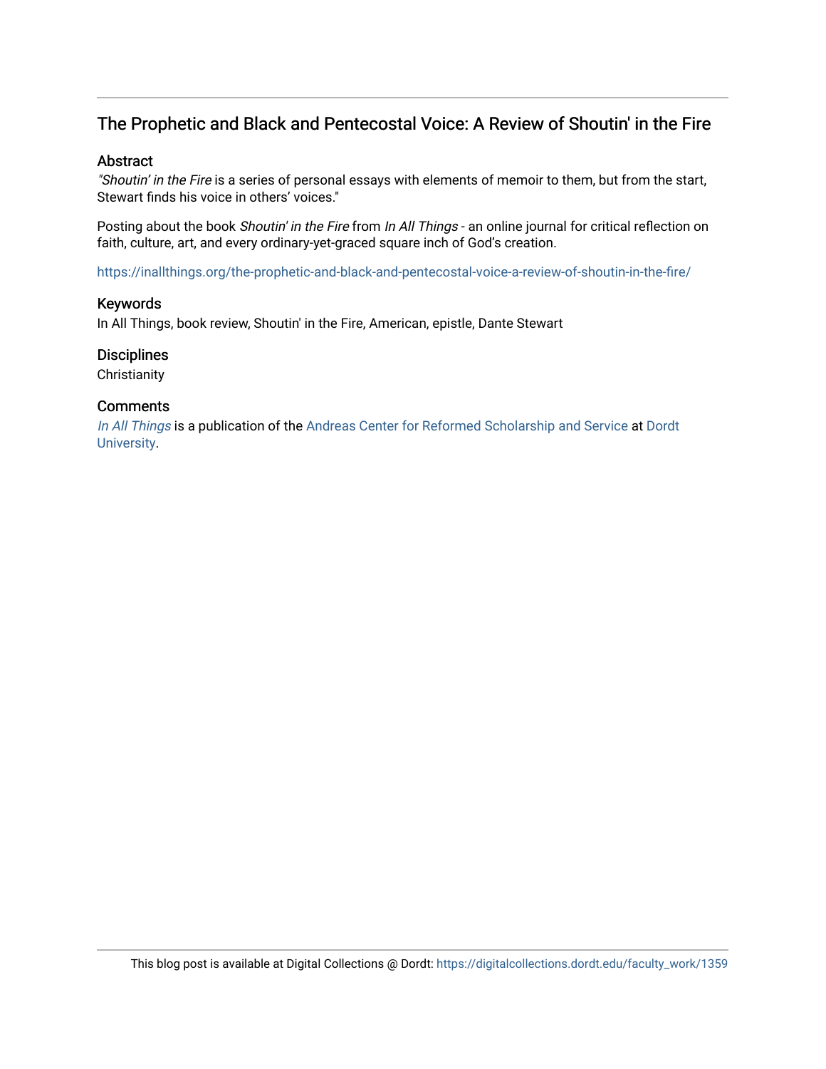## The Prophetic and Black and Pentecostal Voice: A Review of Shoutin' in the Fire

### Abstract

*"Shoutin' in the Fire* is a series of personal essays with elements of memoir to them, but from the start, Stewart finds his voice in others' voices."

Posting about the book *Shoutin' in the Fire* from *In All Things* - an online journal for critical reflection on faith, culture, art, and every ordinary-yet-graced square inch of God's creation.

https://inallthings.org/the-prophetic-and-black-and-pentecostal-voice-a-review-of-shoutin-in-the-fire/

### Keywords

In All Things, book review, Shoutin' in the Fire, American, epistle, Dante Stewart

### Disciplines

Christianity

### Comments

*In All Things* is a publication of the Andreas Center for Reformed Scholarship and Service at Dordt University.

This blog post is available at Digital Collections @ Dordt: https://digitalcollections.dordt.edu/faculty_work/1359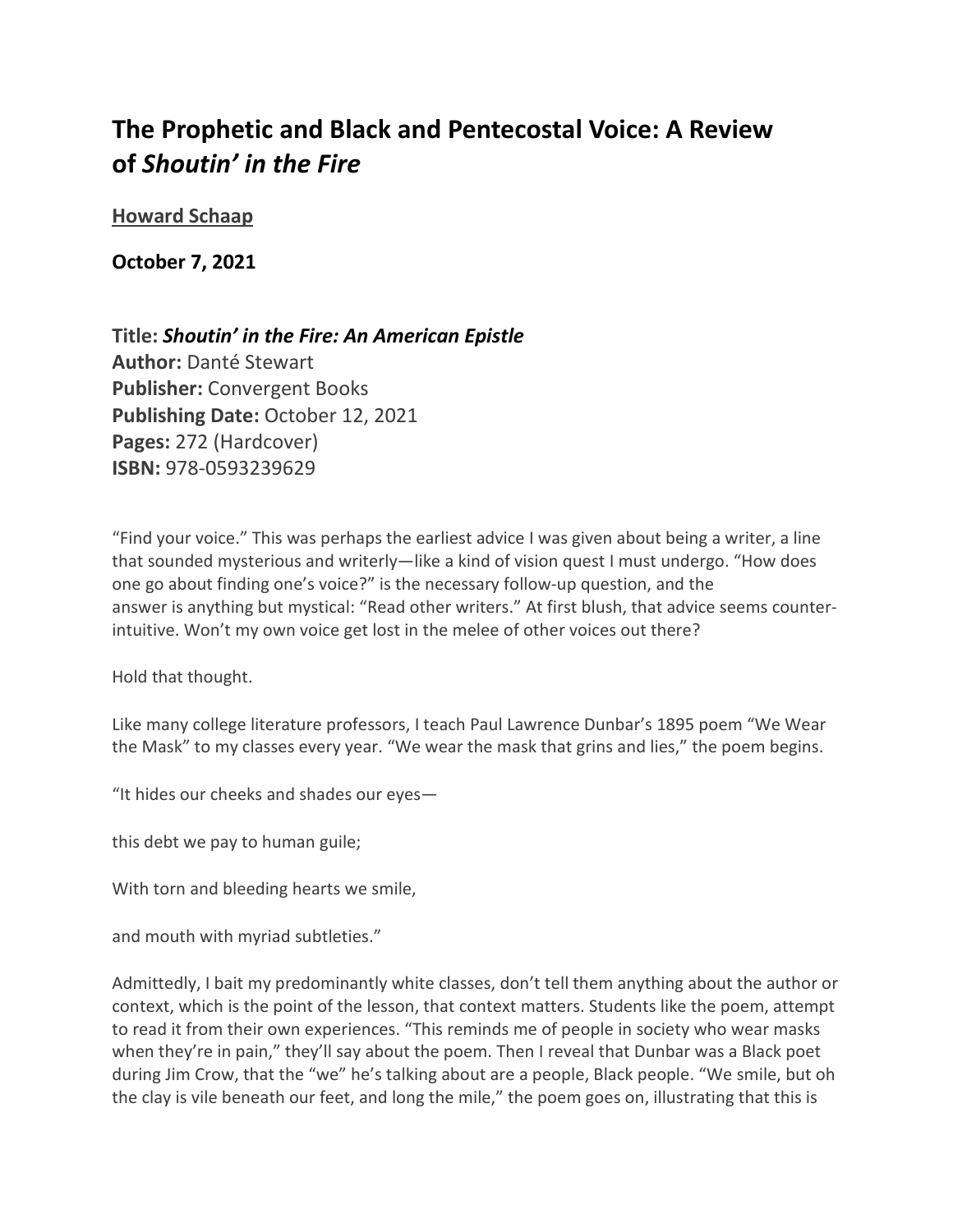# The Prophetic and Black and Pentecostal Voice: A Review of *Shoutin' in the Fire*

**Howard Schaap**

**October 7, 2021**

**Title:** ***Shoutin' in the Fire: An American Epistle***
**Author:** Danté Stewart
**Publisher:** Convergent Books
**Publishing Date:** October 12, 2021
**Pages:** 272 (Hardcover)
**ISBN:** 978-0593239629

"Find your voice." This was perhaps the earliest advice I was given about being a writer, a line that sounded mysterious and writerly—like a kind of vision quest I must undergo. "How does one go about finding one's voice?" is the necessary follow-up question, and the answer is anything but mystical: "Read other writers." At first blush, that advice seems counter-intuitive. Won't my own voice get lost in the melee of other voices out there?

Hold that thought.

Like many college literature professors, I teach Paul Lawrence Dunbar's 1895 poem "We Wear the Mask" to my classes every year. "We wear the mask that grins and lies," the poem begins.

"It hides our cheeks and shades our eyes—

this debt we pay to human guile;

With torn and bleeding hearts we smile,

and mouth with myriad subtleties."

Admittedly, I bait my predominantly white classes, don't tell them anything about the author or context, which is the point of the lesson, that context matters. Students like the poem, attempt to read it from their own experiences. "This reminds me of people in society who wear masks when they're in pain," they'll say about the poem. Then I reveal that Dunbar was a Black poet during Jim Crow, that the "we" he's talking about are a people, Black people. "We smile, but oh the clay is vile beneath our feet, and long the mile," the poem goes on, illustrating that this is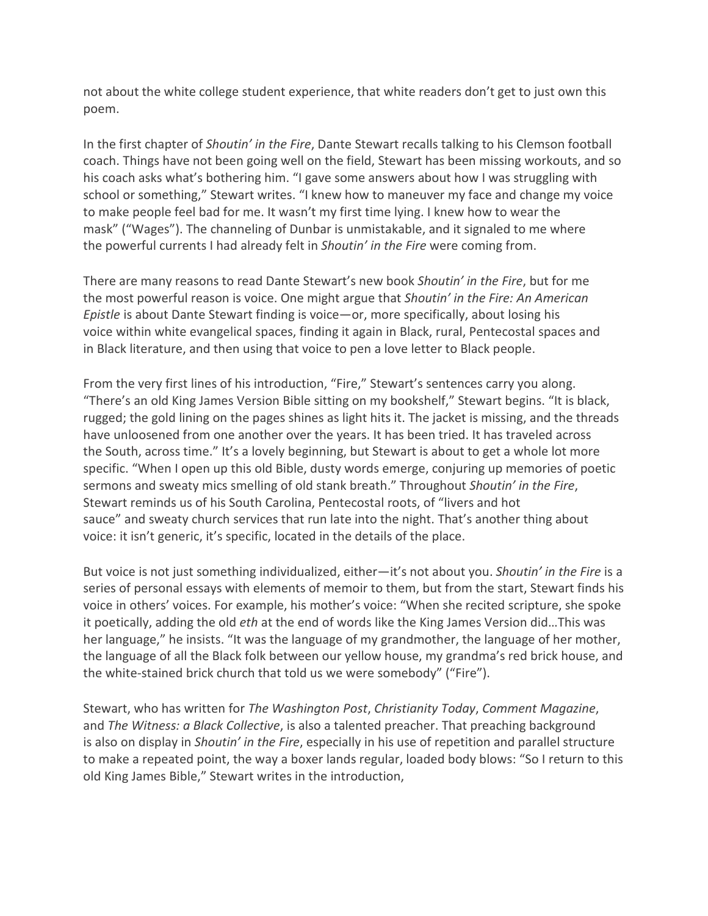not about the white college student experience, that white readers don't get to just own this poem.

In the first chapter of *Shoutin' in the Fire*, Dante Stewart recalls talking to his Clemson football coach. Things have not been going well on the field, Stewart has been missing workouts, and so his coach asks what's bothering him. "I gave some answers about how I was struggling with school or something," Stewart writes. "I knew how to maneuver my face and change my voice to make people feel bad for me. It wasn't my first time lying. I knew how to wear the mask" ("Wages"). The channeling of Dunbar is unmistakable, and it signaled to me where the powerful currents I had already felt in *Shoutin' in the Fire* were coming from.

There are many reasons to read Dante Stewart's new book *Shoutin' in the Fire*, but for me the most powerful reason is voice. One might argue that *Shoutin' in the Fire: An American Epistle* is about Dante Stewart finding is voice—or, more specifically, about losing his voice within white evangelical spaces, finding it again in Black, rural, Pentecostal spaces and in Black literature, and then using that voice to pen a love letter to Black people.

From the very first lines of his introduction, "Fire," Stewart's sentences carry you along. "There's an old King James Version Bible sitting on my bookshelf," Stewart begins. "It is black, rugged; the gold lining on the pages shines as light hits it. The jacket is missing, and the threads have unloosened from one another over the years. It has been tried. It has traveled across the South, across time." It's a lovely beginning, but Stewart is about to get a whole lot more specific. "When I open up this old Bible, dusty words emerge, conjuring up memories of poetic sermons and sweaty mics smelling of old stank breath." Throughout *Shoutin' in the Fire*, Stewart reminds us of his South Carolina, Pentecostal roots, of "livers and hot sauce" and sweaty church services that run late into the night. That's another thing about voice: it isn't generic, it's specific, located in the details of the place.

But voice is not just something individualized, either—it's not about you. *Shoutin' in the Fire* is a series of personal essays with elements of memoir to them, but from the start, Stewart finds his voice in others' voices. For example, his mother's voice: "When she recited scripture, she spoke it poetically, adding the old *eth* at the end of words like the King James Version did…This was her language," he insists. "It was the language of my grandmother, the language of her mother, the language of all the Black folk between our yellow house, my grandma's red brick house, and the white-stained brick church that told us we were somebody" ("Fire").

Stewart, who has written for *The Washington Post*, *Christianity Today*, *Comment Magazine*, and *The Witness: a Black Collective*, is also a talented preacher. That preaching background is also on display in *Shoutin' in the Fire*, especially in his use of repetition and parallel structure to make a repeated point, the way a boxer lands regular, loaded body blows: "So I return to this old King James Bible," Stewart writes in the introduction,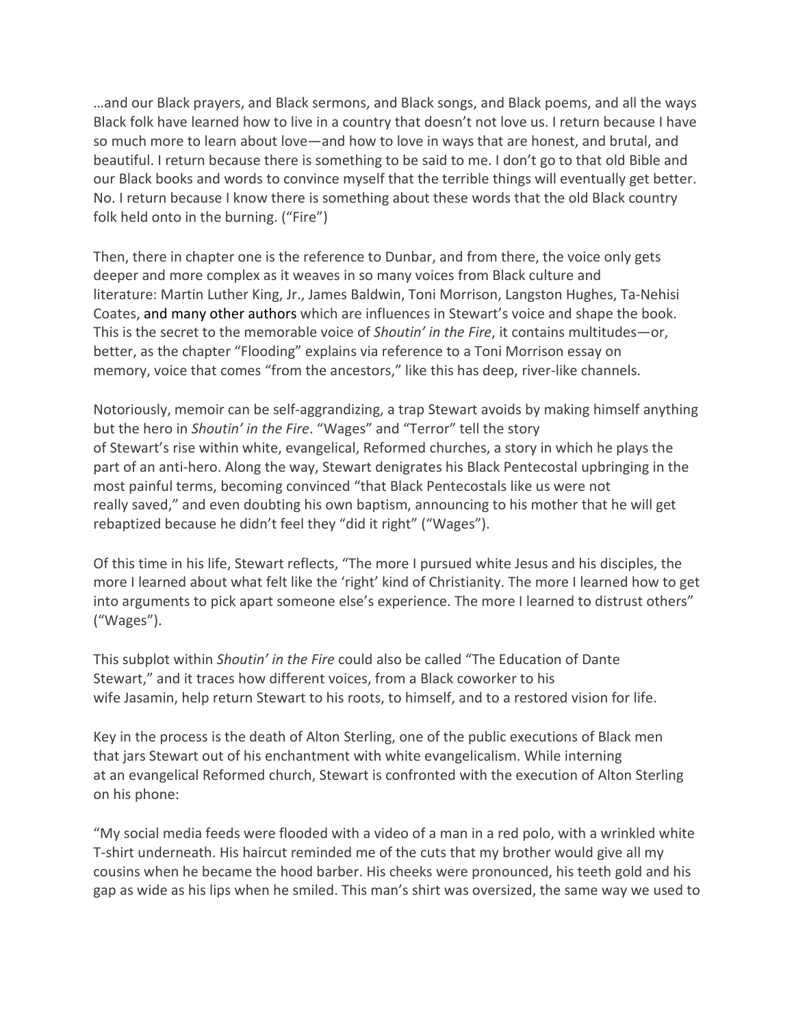…and our Black prayers, and Black sermons, and Black songs, and Black poems, and all the ways Black folk have learned how to live in a country that doesn't not love us. I return because I have so much more to learn about love—and how to love in ways that are honest, and brutal, and beautiful. I return because there is something to be said to me. I don't go to that old Bible and our Black books and words to convince myself that the terrible things will eventually get better. No. I return because I know there is something about these words that the old Black country folk held onto in the burning. ("Fire")

Then, there in chapter one is the reference to Dunbar, and from there, the voice only gets deeper and more complex as it weaves in so many voices from Black culture and literature: Martin Luther King, Jr., James Baldwin, Toni Morrison, Langston Hughes, Ta-Nehisi Coates, and many other authors which are influences in Stewart's voice and shape the book. This is the secret to the memorable voice of *Shoutin' in the Fire*, it contains multitudes—or, better, as the chapter "Flooding" explains via reference to a Toni Morrison essay on memory, voice that comes "from the ancestors," like this has deep, river-like channels.

Notoriously, memoir can be self-aggrandizing, a trap Stewart avoids by making himself anything but the hero in *Shoutin' in the Fire*. "Wages" and "Terror" tell the story of Stewart's rise within white, evangelical, Reformed churches, a story in which he plays the part of an anti-hero. Along the way, Stewart denigrates his Black Pentecostal upbringing in the most painful terms, becoming convinced "that Black Pentecostals like us were not really saved," and even doubting his own baptism, announcing to his mother that he will get rebaptized because he didn't feel they "did it right" ("Wages").

Of this time in his life, Stewart reflects, "The more I pursued white Jesus and his disciples, the more I learned about what felt like the 'right' kind of Christianity. The more I learned how to get into arguments to pick apart someone else's experience. The more I learned to distrust others" ("Wages").

This subplot within *Shoutin' in the Fire* could also be called "The Education of Dante Stewart," and it traces how different voices, from a Black coworker to his wife Jasamin, help return Stewart to his roots, to himself, and to a restored vision for life.

Key in the process is the death of Alton Sterling, one of the public executions of Black men that jars Stewart out of his enchantment with white evangelicalism. While interning at an evangelical Reformed church, Stewart is confronted with the execution of Alton Sterling on his phone:

"My social media feeds were flooded with a video of a man in a red polo, with a wrinkled white T-shirt underneath. His haircut reminded me of the cuts that my brother would give all my cousins when he became the hood barber. His cheeks were pronounced, his teeth gold and his gap as wide as his lips when he smiled. This man's shirt was oversized, the same way we used to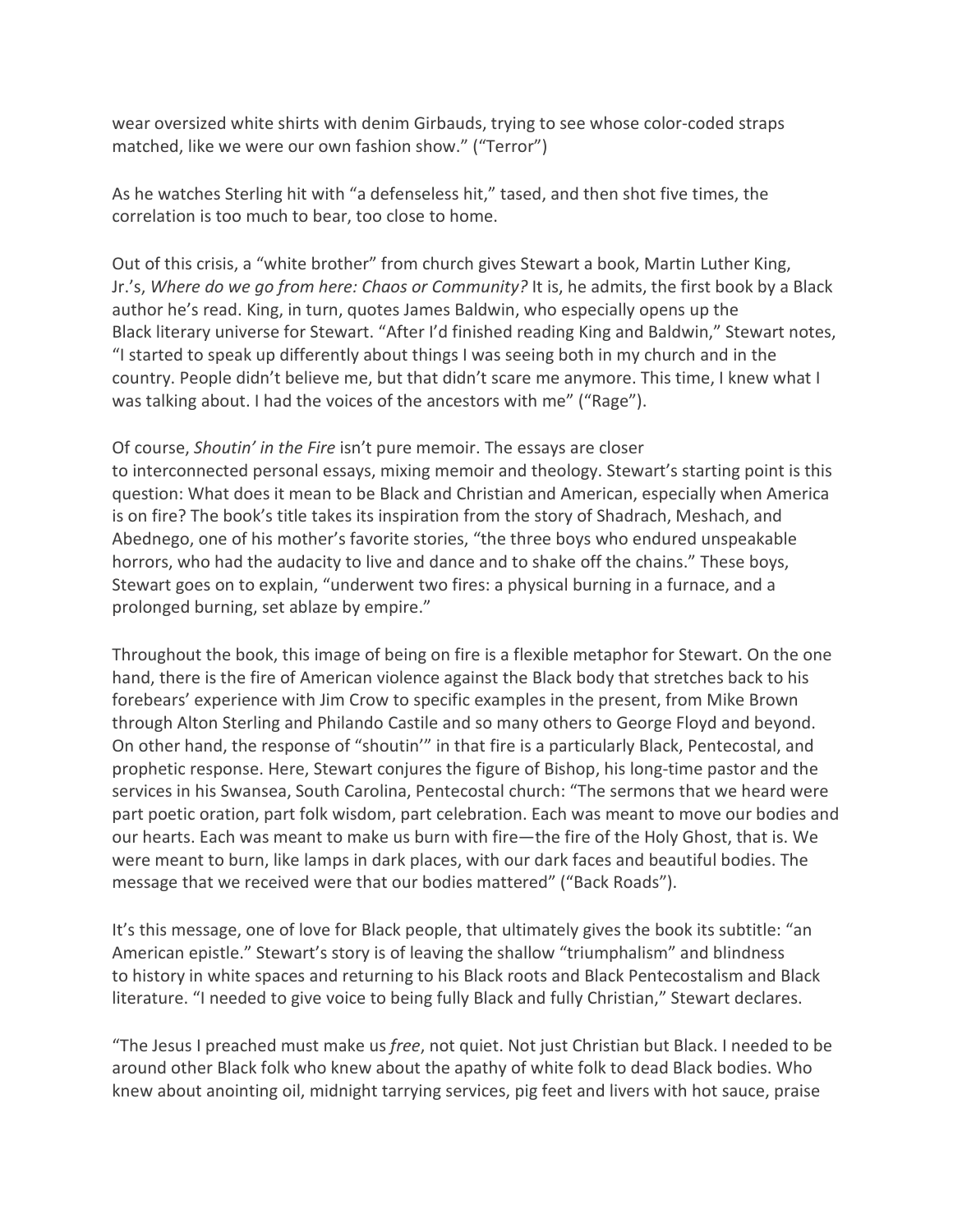wear oversized white shirts with denim Girbauds, trying to see whose color-coded straps matched, like we were our own fashion show." ("Terror")

As he watches Sterling hit with "a defenseless hit," tased, and then shot five times, the correlation is too much to bear, too close to home.

Out of this crisis, a "white brother" from church gives Stewart a book, Martin Luther King, Jr.'s, *Where do we go from here: Chaos or Community?* It is, he admits, the first book by a Black author he's read. King, in turn, quotes James Baldwin, who especially opens up the Black literary universe for Stewart. "After I'd finished reading King and Baldwin," Stewart notes, "I started to speak up differently about things I was seeing both in my church and in the country. People didn't believe me, but that didn't scare me anymore. This time, I knew what I was talking about. I had the voices of the ancestors with me" ("Rage").

Of course, *Shoutin' in the Fire* isn't pure memoir. The essays are closer to interconnected personal essays, mixing memoir and theology. Stewart's starting point is this question: What does it mean to be Black and Christian and American, especially when America is on fire? The book's title takes its inspiration from the story of Shadrach, Meshach, and Abednego, one of his mother's favorite stories, "the three boys who endured unspeakable horrors, who had the audacity to live and dance and to shake off the chains." These boys, Stewart goes on to explain, "underwent two fires: a physical burning in a furnace, and a prolonged burning, set ablaze by empire."

Throughout the book, this image of being on fire is a flexible metaphor for Stewart. On the one hand, there is the fire of American violence against the Black body that stretches back to his forebears' experience with Jim Crow to specific examples in the present, from Mike Brown through Alton Sterling and Philando Castile and so many others to George Floyd and beyond. On other hand, the response of "shoutin'" in that fire is a particularly Black, Pentecostal, and prophetic response. Here, Stewart conjures the figure of Bishop, his long-time pastor and the services in his Swansea, South Carolina, Pentecostal church: "The sermons that we heard were part poetic oration, part folk wisdom, part celebration. Each was meant to move our bodies and our hearts. Each was meant to make us burn with fire—the fire of the Holy Ghost, that is. We were meant to burn, like lamps in dark places, with our dark faces and beautiful bodies. The message that we received were that our bodies mattered" ("Back Roads").

It's this message, one of love for Black people, that ultimately gives the book its subtitle: "an American epistle." Stewart's story is of leaving the shallow "triumphalism" and blindness to history in white spaces and returning to his Black roots and Black Pentecostalism and Black literature. "I needed to give voice to being fully Black and fully Christian," Stewart declares.

"The Jesus I preached must make us *free*, not quiet. Not just Christian but Black. I needed to be around other Black folk who knew about the apathy of white folk to dead Black bodies. Who knew about anointing oil, midnight tarrying services, pig feet and livers with hot sauce, praise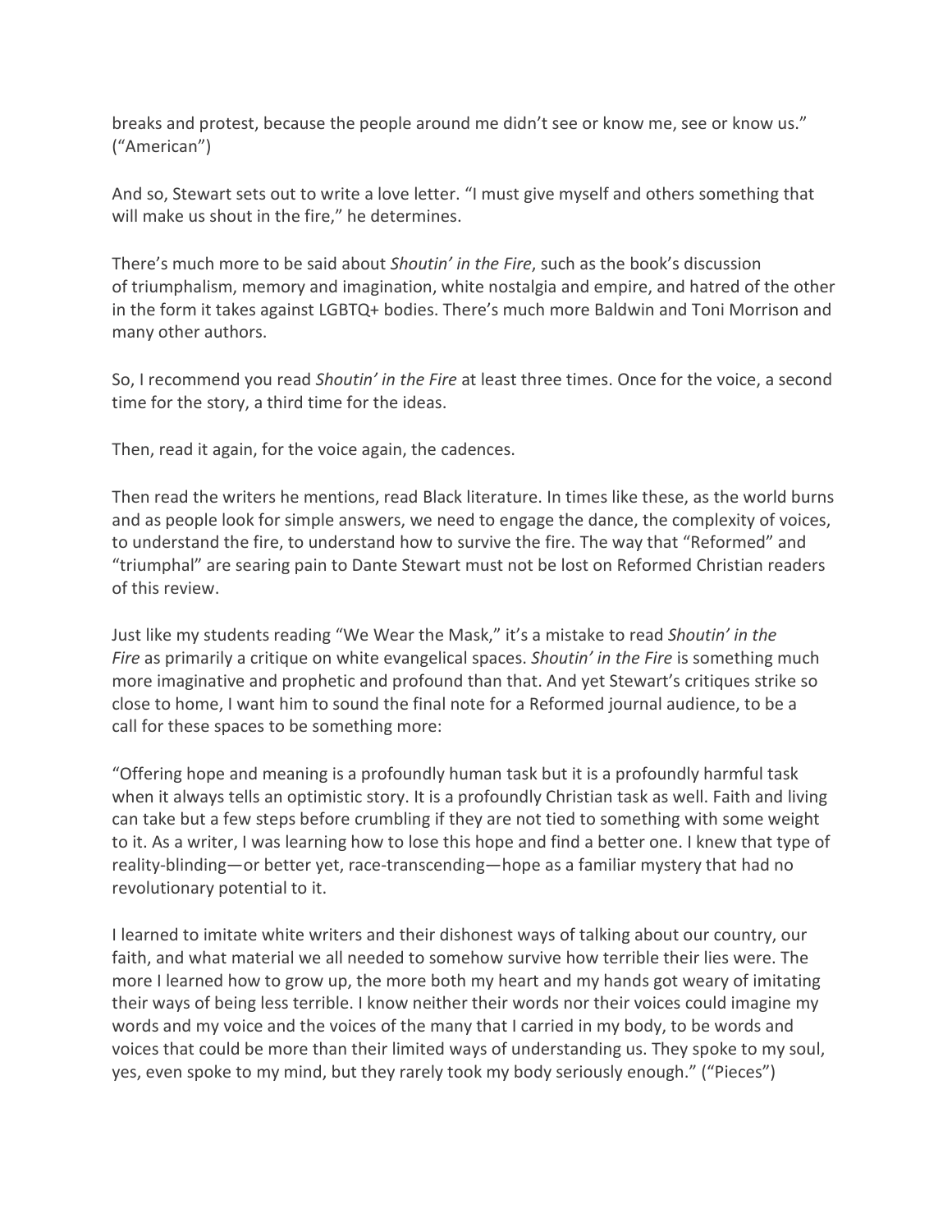breaks and protest, because the people around me didn't see or know me, see or know us." ("American")

And so, Stewart sets out to write a love letter. "I must give myself and others something that will make us shout in the fire," he determines.

There's much more to be said about *Shoutin' in the Fire*, such as the book's discussion of triumphalism, memory and imagination, white nostalgia and empire, and hatred of the other in the form it takes against LGBTQ+ bodies. There's much more Baldwin and Toni Morrison and many other authors.

So, I recommend you read *Shoutin' in the Fire* at least three times. Once for the voice, a second time for the story, a third time for the ideas.

Then, read it again, for the voice again, the cadences.

Then read the writers he mentions, read Black literature. In times like these, as the world burns and as people look for simple answers, we need to engage the dance, the complexity of voices, to understand the fire, to understand how to survive the fire. The way that "Reformed" and "triumphal" are searing pain to Dante Stewart must not be lost on Reformed Christian readers of this review.

Just like my students reading "We Wear the Mask," it's a mistake to read *Shoutin' in the Fire* as primarily a critique on white evangelical spaces. *Shoutin' in the Fire* is something much more imaginative and prophetic and profound than that. And yet Stewart's critiques strike so close to home, I want him to sound the final note for a Reformed journal audience, to be a call for these spaces to be something more:

"Offering hope and meaning is a profoundly human task but it is a profoundly harmful task when it always tells an optimistic story. It is a profoundly Christian task as well. Faith and living can take but a few steps before crumbling if they are not tied to something with some weight to it. As a writer, I was learning how to lose this hope and find a better one. I knew that type of reality-blinding—or better yet, race-transcending—hope as a familiar mystery that had no revolutionary potential to it.

I learned to imitate white writers and their dishonest ways of talking about our country, our faith, and what material we all needed to somehow survive how terrible their lies were. The more I learned how to grow up, the more both my heart and my hands got weary of imitating their ways of being less terrible. I know neither their words nor their voices could imagine my words and my voice and the voices of the many that I carried in my body, to be words and voices that could be more than their limited ways of understanding us. They spoke to my soul, yes, even spoke to my mind, but they rarely took my body seriously enough." ("Pieces")